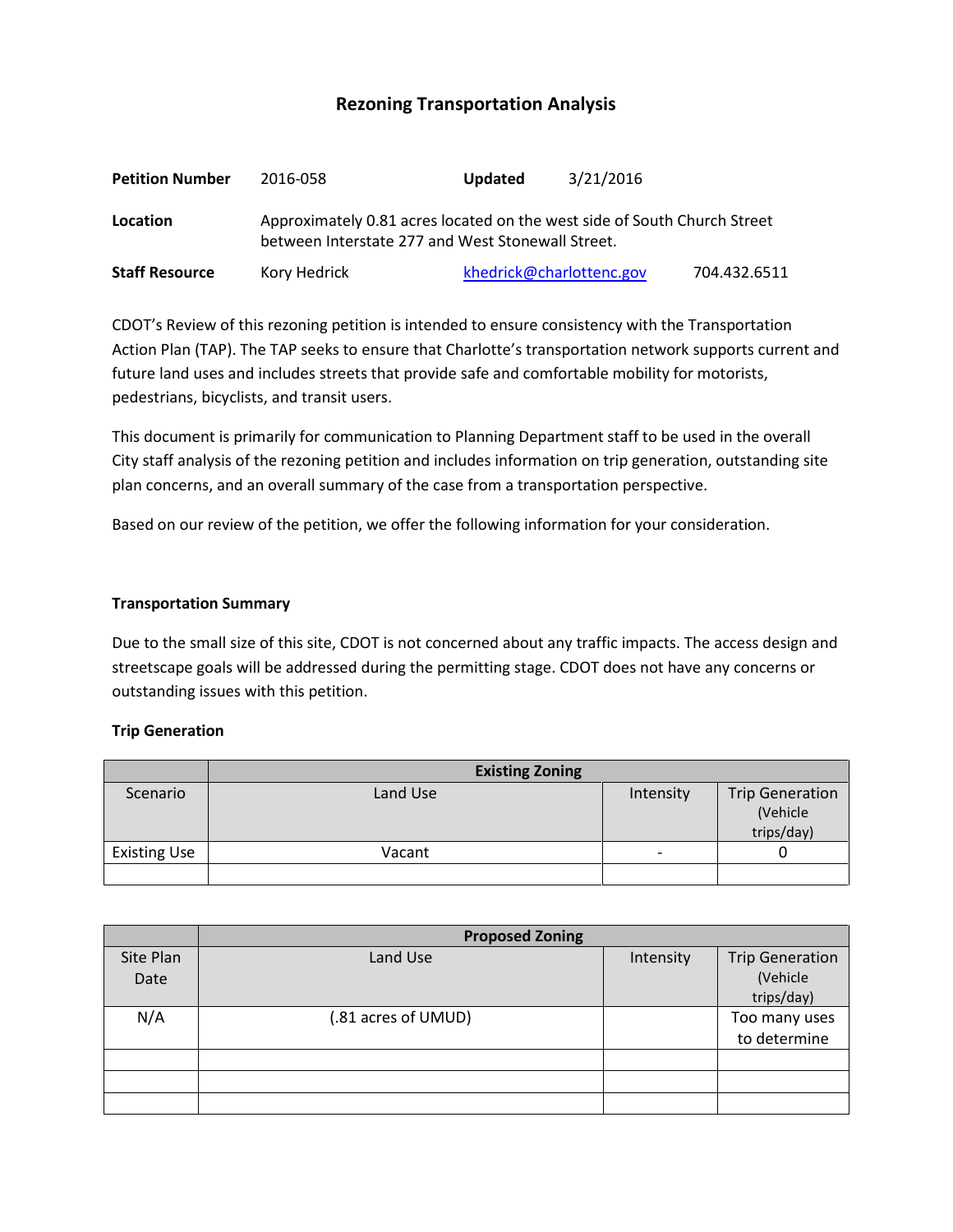# Rezoning Transportation Analysis

**Petition Number** 2016-058 **Updated** 3/21/2016

**Location** Approximately 0.81 acres located on the west side of South Church Street between Interstate 277 and West Stonewall Street.

**Staff Resource** Kory Hedrick [khedrick@charlottenc.gov](mailto:khedrick@charlottenc.gov) 704.432.6511

CDOT's Review of this rezoning petition is intended to ensure consistency with the Transportation Action Plan (TAP). The TAP seeks to ensure that Charlotte's transportation network supports current and future land uses and includes streets that provide safe and comfortable mobility for motorists, pedestrians, bicyclists, and transit users.

This document is primarily for communication to Planning Department staff to be used in the overall City staff analysis of the rezoning petition and includes information on trip generation, outstanding site plan concerns, and an overall summary of the case from a transportation perspective.

Based on our review of the petition, we offer the following information for your consideration.

**Transportation Summary**

Due to the small size of this site, CDOT is not concerned about any traffic impacts. The access design and streetscape goals will be addressed during the permitting stage. CDOT does not have any concerns or outstanding issues with this petition.

**Trip Generation**

| | Existing Zoning | | |
|---|---|---|---|
| Scenario | Land Use | Intensity | Trip Generation (Vehicle trips/day) |
| Existing Use | Vacant | - | 0 |
| | | | |

| | Proposed Zoning | | |
|---|---|---|---|
| Site Plan Date | Land Use | Intensity | Trip Generation (Vehicle trips/day) |
| N/A | (.81 acres of UMUD) | | Too many uses to determine |
| | | | |
| | | | |
| | | | |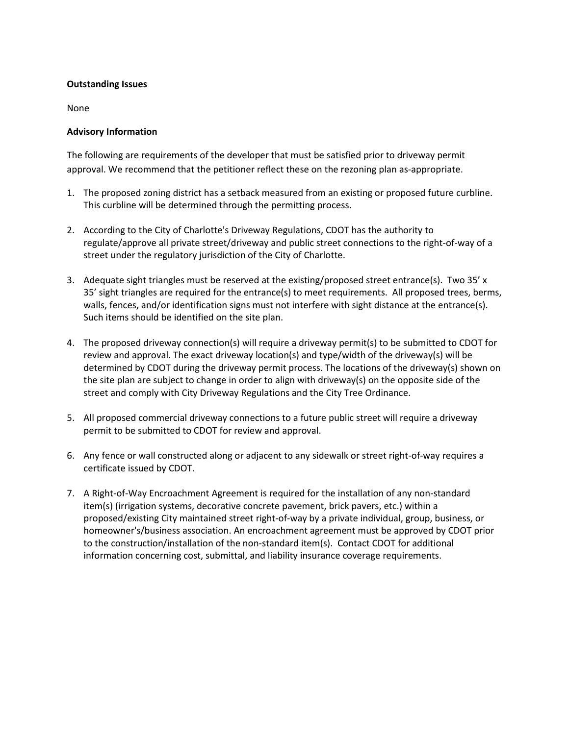**Outstanding Issues**

None

**Advisory Information**

The following are requirements of the developer that must be satisfied prior to driveway permit approval. We recommend that the petitioner reflect these on the rezoning plan as-appropriate.

1. The proposed zoning district has a setback measured from an existing or proposed future curbline. This curbline will be determined through the permitting process.

2. According to the City of Charlotte's Driveway Regulations, CDOT has the authority to regulate/approve all private street/driveway and public street connections to the right-of-way of a street under the regulatory jurisdiction of the City of Charlotte.

3. Adequate sight triangles must be reserved at the existing/proposed street entrance(s). Two 35' x 35' sight triangles are required for the entrance(s) to meet requirements. All proposed trees, berms, walls, fences, and/or identification signs must not interfere with sight distance at the entrance(s). Such items should be identified on the site plan.

4. The proposed driveway connection(s) will require a driveway permit(s) to be submitted to CDOT for review and approval. The exact driveway location(s) and type/width of the driveway(s) will be determined by CDOT during the driveway permit process. The locations of the driveway(s) shown on the site plan are subject to change in order to align with driveway(s) on the opposite side of the street and comply with City Driveway Regulations and the City Tree Ordinance.

5. All proposed commercial driveway connections to a future public street will require a driveway permit to be submitted to CDOT for review and approval.

6. Any fence or wall constructed along or adjacent to any sidewalk or street right-of-way requires a certificate issued by CDOT.

7. A Right-of-Way Encroachment Agreement is required for the installation of any non-standard item(s) (irrigation systems, decorative concrete pavement, brick pavers, etc.) within a proposed/existing City maintained street right-of-way by a private individual, group, business, or homeowner's/business association. An encroachment agreement must be approved by CDOT prior to the construction/installation of the non-standard item(s). Contact CDOT for additional information concerning cost, submittal, and liability insurance coverage requirements.